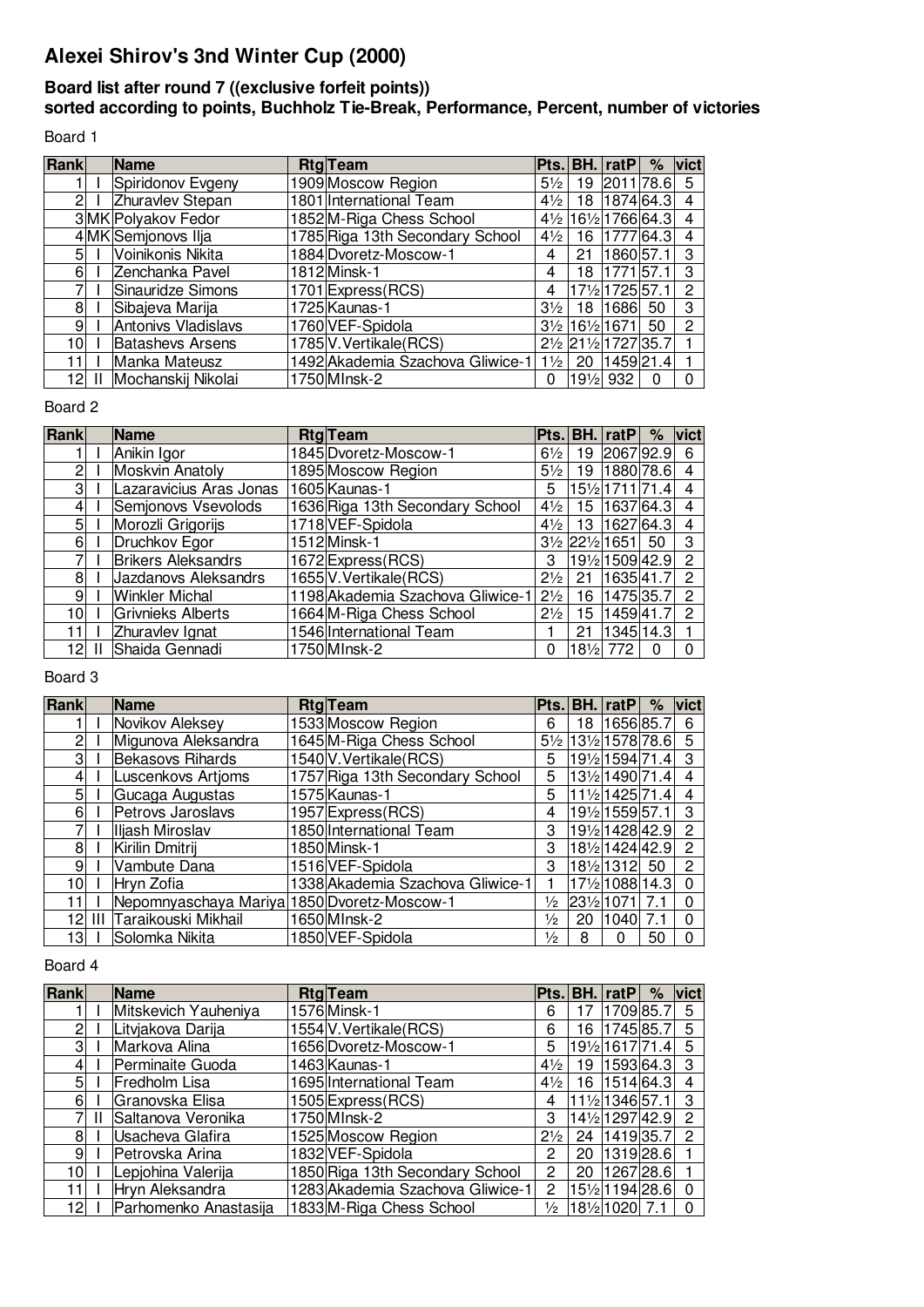# Alexei Shirov's 3nd Winter Cup (2000)

**Board list after round 7 ((exclusive forfeit points))**
**sorted according to points, Buchholz Tie-Break, Performance, Percent, number of victories**

Board 1

| Rank | | Name | Rtg | Team | Pts. | BH. | ratP | % | vict |
|---|---|---|---|---|---|---|---|---|---|
| 1 | I | Spiridonov Evgeny | 1909 | Moscow Region | 5½ | 19 | 2011 | 78.6 | 5 |
| 2 | I | Zhuravlev Stepan | 1801 | International Team | 4½ | 18 | 1874 | 64.3 | 4 |
| 3 | MK | Polyakov Fedor | 1852 | M-Riga Chess School | 4½ | 16½ | 1766 | 64.3 | 4 |
| 4 | MK | Semjonovs Ilja | 1785 | Riga 13th Secondary School | 4½ | 16 | 1777 | 64.3 | 4 |
| 5 | I | Voinikonis Nikita | 1884 | Dvoretz-Moscow-1 | 4 | 21 | 1860 | 57.1 | 3 |
| 6 | I | Zenchanka Pavel | 1812 | Minsk-1 | 4 | 18 | 1771 | 57.1 | 3 |
| 7 | I | Sinauridze Simons | 1701 | Express(RCS) | 4 | 17½ | 1725 | 57.1 | 2 |
| 8 | I | Sibajeva Marija | 1725 | Kaunas-1 | 3½ | 18 | 1686 | 50 | 3 |
| 9 | I | Antonivs Vladislavs | 1760 | VEF-Spidola | 3½ | 16½ | 1671 | 50 | 2 |
| 10 | I | Batashevs Arsens | 1785 | V.Vertikale(RCS) | 2½ | 21½ | 1727 | 35.7 | 1 |
| 11 | I | Manka Mateusz | 1492 | Akademia Szachova Gliwice-1 | 1½ | 20 | 1459 | 21.4 | 1 |
| 12 | II | Mochanskij Nikolai | 1750 | MInsk-2 | 0 | 19½ | 932 | 0 | 0 |

Board 2

| Rank | | Name | Rtg | Team | Pts. | BH. | ratP | % | vict |
|---|---|---|---|---|---|---|---|---|---|
| 1 | I | Anikin Igor | 1845 | Dvoretz-Moscow-1 | 6½ | 19 | 2067 | 92.9 | 6 |
| 2 | I | Moskvin Anatoly | 1895 | Moscow Region | 5½ | 19 | 1880 | 78.6 | 4 |
| 3 | I | Lazaravicius Aras Jonas | 1605 | Kaunas-1 | 5 | 15½ | 1711 | 71.4 | 4 |
| 4 | I | Semjonovs Vsevolods | 1636 | Riga 13th Secondary School | 4½ | 15 | 1637 | 64.3 | 4 |
| 5 | I | Morozli Grigorijs | 1718 | VEF-Spidola | 4½ | 13 | 1627 | 64.3 | 4 |
| 6 | I | Druchkov Egor | 1512 | Minsk-1 | 3½ | 22½ | 1651 | 50 | 3 |
| 7 | I | Brikers Aleksandrs | 1672 | Express(RCS) | 3 | 19½ | 1509 | 42.9 | 2 |
| 8 | I | Jazdanovs Aleksandrs | 1655 | V.Vertikale(RCS) | 2½ | 21 | 1635 | 41.7 | 2 |
| 9 | I | Winkler Michal | 1198 | Akademia Szachova Gliwice-1 | 2½ | 16 | 1475 | 35.7 | 2 |
| 10 | I | Grivnieks Alberts | 1664 | M-Riga Chess School | 2½ | 15 | 1459 | 41.7 | 2 |
| 11 | I | Zhuravlev Ignat | 1546 | International Team | 1 | 21 | 1345 | 14.3 | 1 |
| 12 | II | Shaida Gennadi | 1750 | MInsk-2 | 0 | 18½ | 772 | 0 | 0 |

Board 3

| Rank | | Name | Rtg | Team | Pts. | BH. | ratP | % | vict |
|---|---|---|---|---|---|---|---|---|---|
| 1 | I | Novikov Aleksey | 1533 | Moscow Region | 6 | 18 | 1656 | 85.7 | 6 |
| 2 | I | Migunova Aleksandra | 1645 | M-Riga Chess School | 5½ | 13½ | 1578 | 78.6 | 5 |
| 3 | I | Bekasovs Rihards | 1540 | V.Vertikale(RCS) | 5 | 19½ | 1594 | 71.4 | 3 |
| 4 | I | Luscenkovs Artjoms | 1757 | Riga 13th Secondary School | 5 | 13½ | 1490 | 71.4 | 4 |
| 5 | I | Gucaga Augustas | 1575 | Kaunas-1 | 5 | 11½ | 1425 | 71.4 | 4 |
| 6 | I | Petrovs Jaroslavs | 1957 | Express(RCS) | 4 | 19½ | 1559 | 57.1 | 3 |
| 7 | I | Iljash Miroslav | 1850 | International Team | 3 | 19½ | 1428 | 42.9 | 2 |
| 8 | I | Kirilin Dmitrij | 1850 | Minsk-1 | 3 | 18½ | 1424 | 42.9 | 2 |
| 9 | I | Vambute Dana | 1516 | VEF-Spidola | 3 | 18½ | 1312 | 50 | 2 |
| 10 | I | Hryn Zofia | 1338 | Akademia Szachova Gliwice-1 | 1 | 17½ | 1088 | 14.3 | 0 |
| 11 | I | Nepomnyaschaya Mariya | 1850 | Dvoretz-Moscow-1 | ½ | 23½ | 1071 | 7.1 | 0 |
| 12 | III | Taraikouski Mikhail | 1650 | MInsk-2 | ½ | 20 | 1040 | 7.1 | 0 |
| 13 | I | Solomka Nikita | 1850 | VEF-Spidola | ½ | 8 | 0 | 50 | 0 |

Board 4

| Rank | | Name | Rtg | Team | Pts. | BH. | ratP | % | vict |
|---|---|---|---|---|---|---|---|---|---|
| 1 | I | Mitskevich Yauheniya | 1576 | Minsk-1 | 6 | 17 | 1709 | 85.7 | 5 |
| 2 | I | Litvjakova Darija | 1554 | V.Vertikale(RCS) | 6 | 16 | 1745 | 85.7 | 5 |
| 3 | I | Markova Alina | 1656 | Dvoretz-Moscow-1 | 5 | 19½ | 1617 | 71.4 | 5 |
| 4 | I | Perminaite Guoda | 1463 | Kaunas-1 | 4½ | 19 | 1593 | 64.3 | 3 |
| 5 | I | Fredholm Lisa | 1695 | International Team | 4½ | 16 | 1514 | 64.3 | 4 |
| 6 | I | Granovska Elisa | 1505 | Express(RCS) | 4 | 11½ | 1346 | 57.1 | 3 |
| 7 | II | Saltanova Veronika | 1750 | MInsk-2 | 3 | 14½ | 1297 | 42.9 | 2 |
| 8 | I | Usacheva Glafira | 1525 | Moscow Region | 2½ | 24 | 1419 | 35.7 | 2 |
| 9 | I | Petrovska Arina | 1832 | VEF-Spidola | 2 | 20 | 1319 | 28.6 | 1 |
| 10 | I | Lepjohina Valerija | 1850 | Riga 13th Secondary School | 2 | 20 | 1267 | 28.6 | 1 |
| 11 | I | Hryn Aleksandra | 1283 | Akademia Szachova Gliwice-1 | 2 | 15½ | 1194 | 28.6 | 0 |
| 12 | I | Parhomenko Anastasija | 1833 | M-Riga Chess School | ½ | 18½ | 1020 | 7.1 | 0 |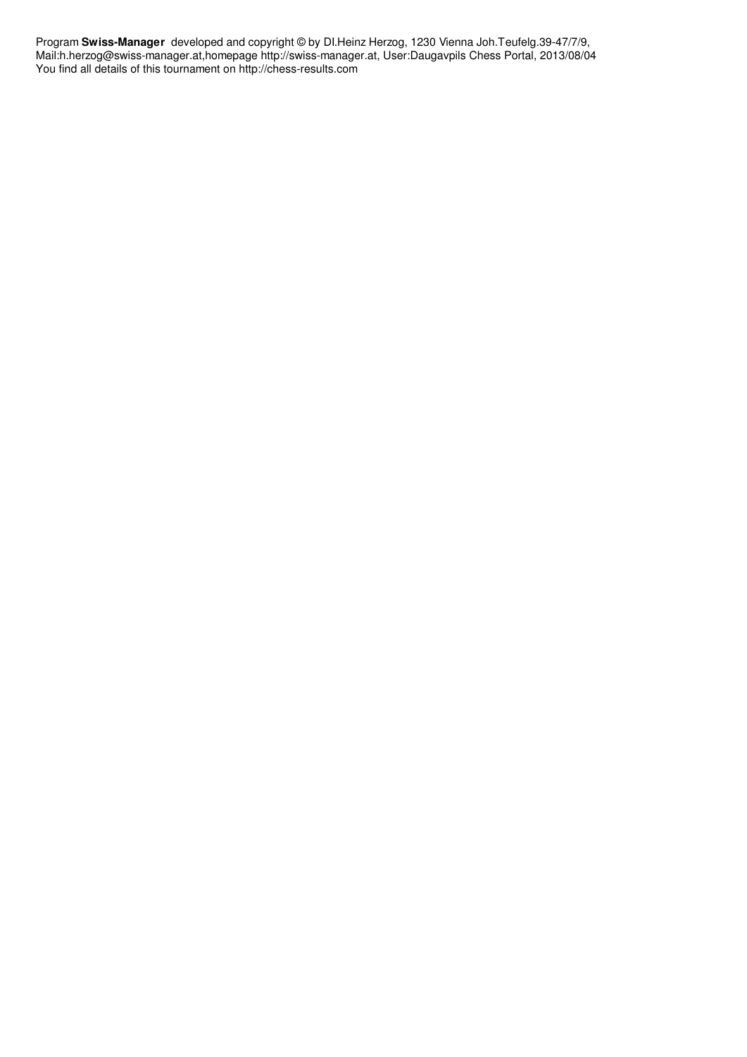Program **Swiss-Manager** developed and copyright © by DI.Heinz Herzog, 1230 Vienna Joh.Teufelg.39-47/7/9, Mail:h.herzog@swiss-manager.at,homepage http://swiss-manager.at, User:Daugavpils Chess Portal, 2013/08/04
You find all details of this tournament on http://chess-results.com